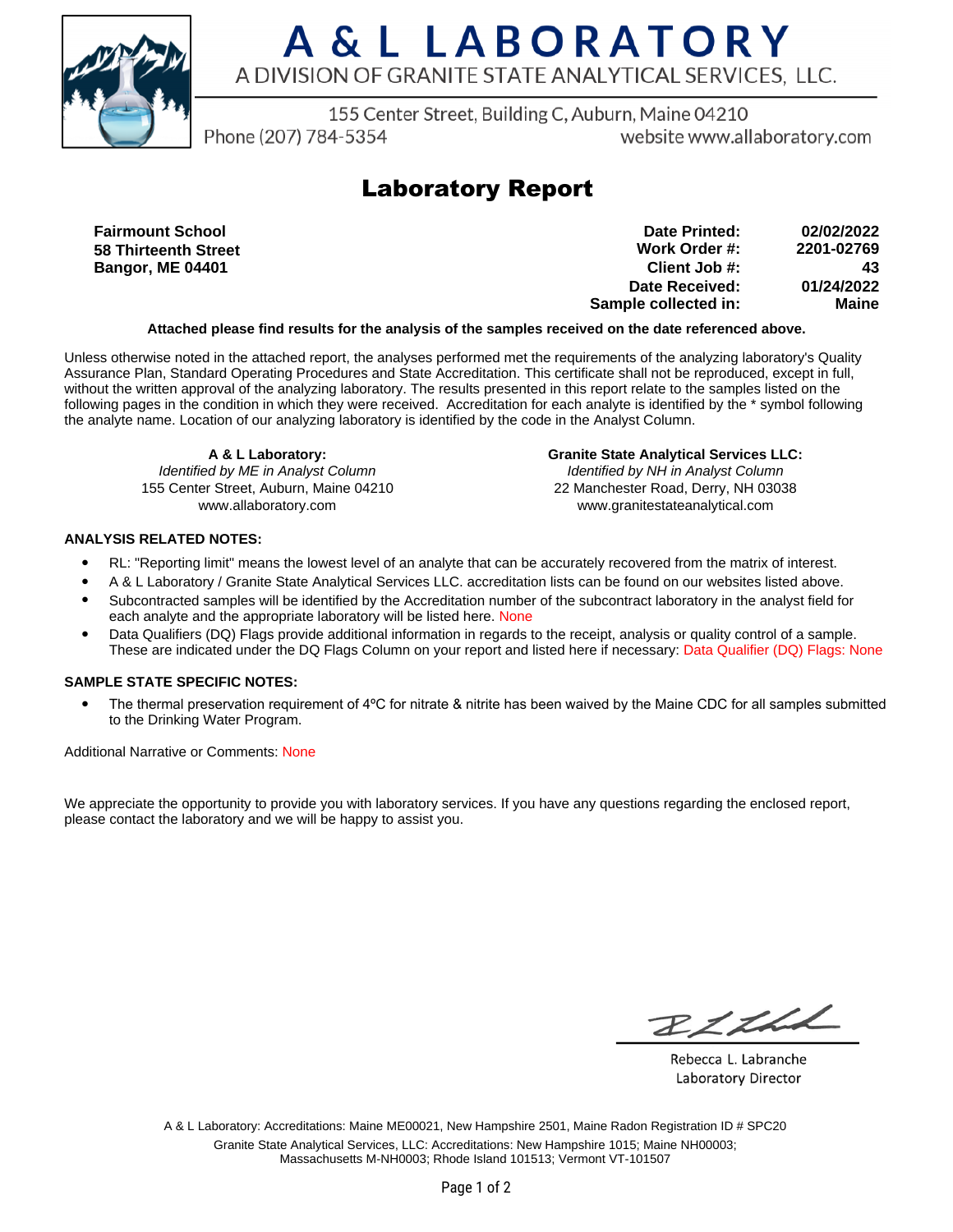# A & L LABORATORY

A DIVISION OF GRANITE STATE ANALYTICAL SERVICES, LLC.

155 Center Street, Building C, Auburn, Maine 04210
Phone (207) 784-5354 website www.allaboratory.com

## Laboratory Report

**Fairmount School**
**58 Thirteenth Street**
**Bangor, ME 04401**

| | |
|---|---|
| **Date Printed:** | **02/02/2022** |
| **Work Order #:** | **2201-02769** |
| **Client Job #:** | **43** |
| **Date Received:** | **01/24/2022** |
| **Sample collected in:** | **Maine** |

**Attached please find results for the analysis of the samples received on the date referenced above.**

Unless otherwise noted in the attached report, the analyses performed met the requirements of the analyzing laboratory's Quality Assurance Plan, Standard Operating Procedures and State Accreditation. This certificate shall not be reproduced, except in full, without the written approval of the analyzing laboratory. The results presented in this report relate to the samples listed on the following pages in the condition in which they were received. Accreditation for each analyte is identified by the * symbol following the analyte name. Location of our analyzing laboratory is identified by the code in the Analyst Column.

**A & L Laboratory:**
*Identified by ME in Analyst Column*
155 Center Street, Auburn, Maine 04210
www.allaboratory.com

**Granite State Analytical Services LLC:**
*Identified by NH in Analyst Column*
22 Manchester Road, Derry, NH 03038
www.granitestateanalytical.com

**ANALYSIS RELATED NOTES:**

- RL: "Reporting limit" means the lowest level of an analyte that can be accurately recovered from the matrix of interest.
- A & L Laboratory / Granite State Analytical Services LLC. accreditation lists can be found on our websites listed above.
- Subcontracted samples will be identified by the Accreditation number of the subcontract laboratory in the analyst field for each analyte and the appropriate laboratory will be listed here. None
- Data Qualifiers (DQ) Flags provide additional information in regards to the receipt, analysis or quality control of a sample. These are indicated under the DQ Flags Column on your report and listed here if necessary: Data Qualifier (DQ) Flags: None

**SAMPLE STATE SPECIFIC NOTES:**

- The thermal preservation requirement of 4ºC for nitrate & nitrite has been waived by the Maine CDC for all samples submitted to the Drinking Water Program.

Additional Narrative or Comments: None

We appreciate the opportunity to provide you with laboratory services. If you have any questions regarding the enclosed report, please contact the laboratory and we will be happy to assist you.

Rebecca L. Labranche
Laboratory Director

A & L Laboratory: Accreditations: Maine ME00021, New Hampshire 2501, Maine Radon Registration ID # SPC20
Granite State Analytical Services, LLC: Accreditations: New Hampshire 1015; Maine NH00003; Massachusetts M-NH0003; Rhode Island 101513; Vermont VT-101507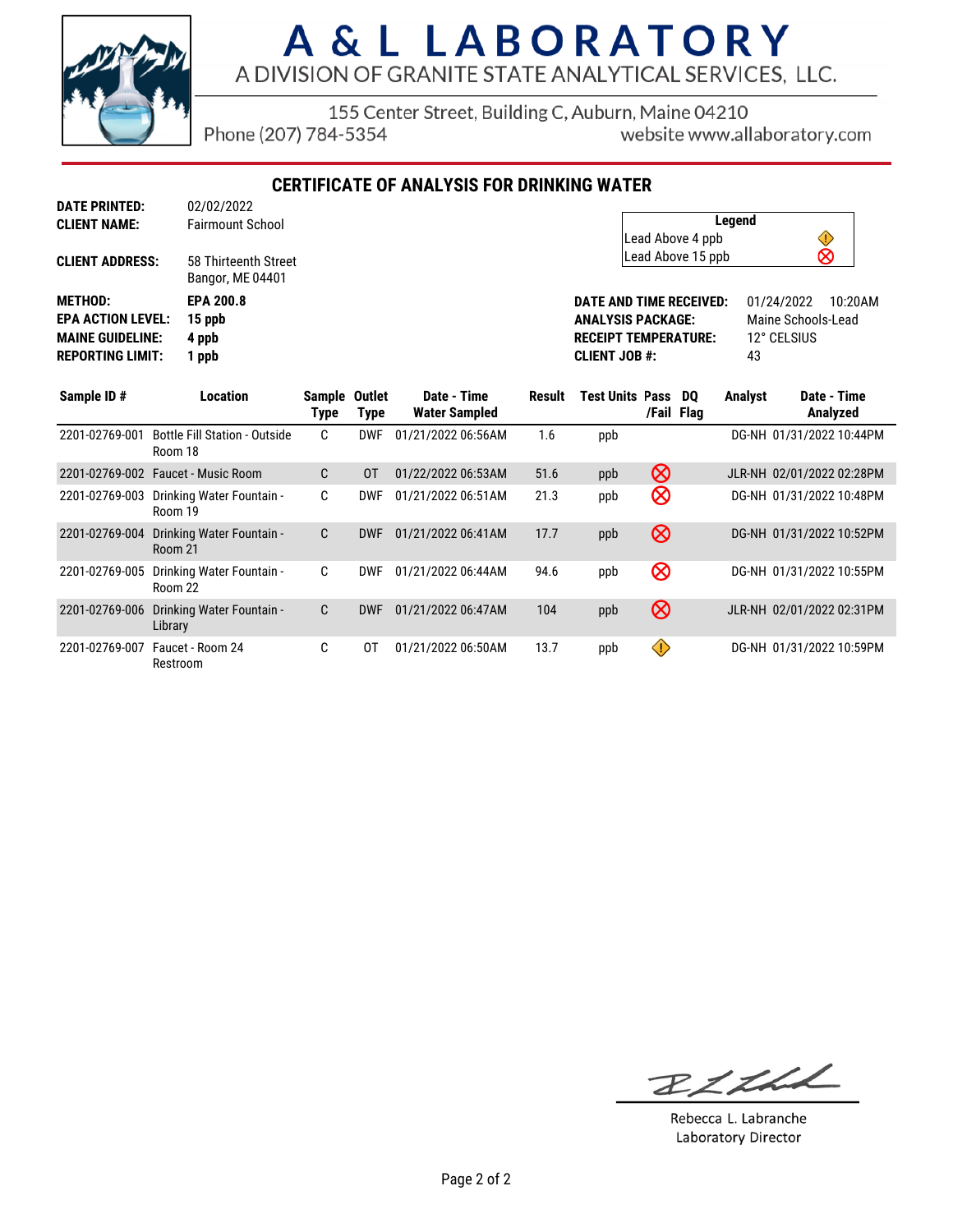# A & L LABORATORY

A DIVISION OF GRANITE STATE ANALYTICAL SERVICES, LLC.

155 Center Street, Building C, Auburn, Maine 04210

Phone (207) 784-5354 website www.allaboratory.com

## CERTIFICATE OF ANALYSIS FOR DRINKING WATER

**DATE PRINTED:** 02/02/2022
**CLIENT NAME:** Fairmount School

**CLIENT ADDRESS:** 58 Thirteenth Street
Bangor, ME 04401

**METHOD:** **EPA 200.8**
**EPA ACTION LEVEL:** **15 ppb**
**MAINE GUIDELINE:** **4 ppb**
**REPORTING LIMIT:** **1 ppb**

| Legend | |
|---|---|
| Lead Above 4 ppb | ⚠ |
| Lead Above 15 ppb | ⊗ |

**DATE AND TIME RECEIVED:** 01/24/2022 10:20AM
**ANALYSIS PACKAGE:** Maine Schools-Lead
**RECEIPT TEMPERATURE:** 12° CELSIUS
**CLIENT JOB #:** 43

| Sample ID # | Location | Sample Type | Outlet Type | Date - Time Water Sampled | Result | Test Units | Pass /Fail | DQ Flag | Analyst | Date - Time Analyzed |
|---|---|---|---|---|---|---|---|---|---|---|
| 2201-02769-001 | Bottle Fill Station - Outside Room 18 | C | DWF | 01/21/2022 06:56AM | 1.6 | ppb | | | DG-NH | 01/31/2022 10:44PM |
| 2201-02769-002 | Faucet - Music Room | C | OT | 01/22/2022 06:53AM | 51.6 | ppb | ⊗ | | JLR-NH | 02/01/2022 02:28PM |
| 2201-02769-003 | Drinking Water Fountain - Room 19 | C | DWF | 01/21/2022 06:51AM | 21.3 | ppb | ⊗ | | DG-NH | 01/31/2022 10:48PM |
| 2201-02769-004 | Drinking Water Fountain - Room 21 | C | DWF | 01/21/2022 06:41AM | 17.7 | ppb | ⊗ | | DG-NH | 01/31/2022 10:52PM |
| 2201-02769-005 | Drinking Water Fountain - Room 22 | C | DWF | 01/21/2022 06:44AM | 94.6 | ppb | ⊗ | | DG-NH | 01/31/2022 10:55PM |
| 2201-02769-006 | Drinking Water Fountain - Library | C | DWF | 01/21/2022 06:47AM | 104 | ppb | ⊗ | | JLR-NH | 02/01/2022 02:31PM |
| 2201-02769-007 | Faucet - Room 24 Restroom | C | OT | 01/21/2022 06:50AM | 13.7 | ppb | ⚠ | | DG-NH | 01/31/2022 10:59PM |

Rebecca L. Labranche
Laboratory Director